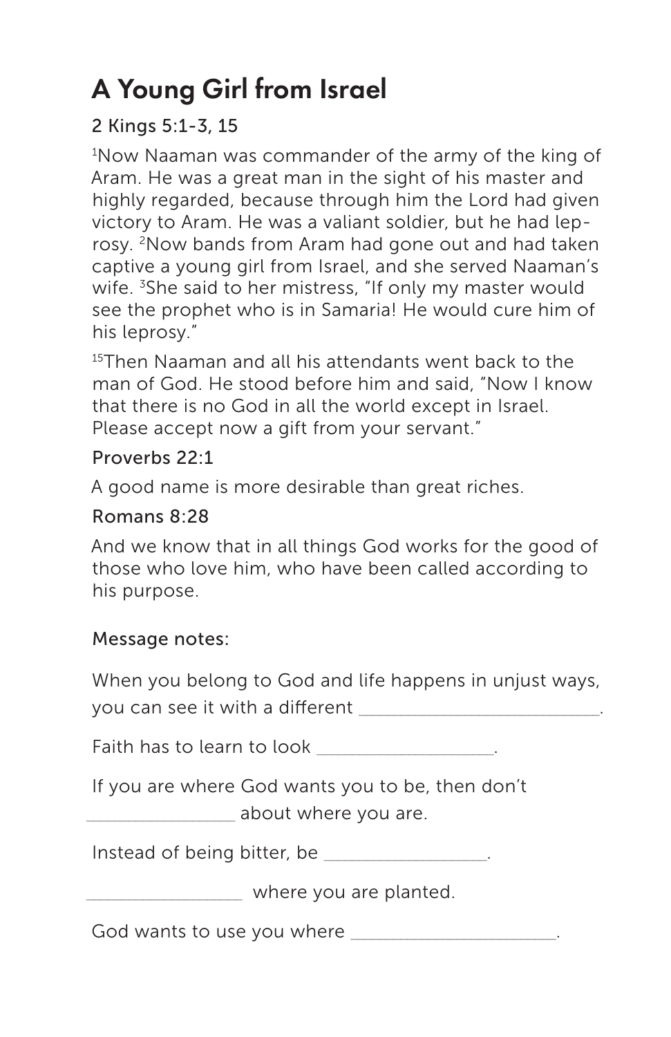# A Young Girl from Israel

### 2 Kings 5:1-3, 15

[1]Now Naaman was commander of the army of the king of Aram. He was a great man in the sight of his master and highly regarded, because through him the Lord had given victory to Aram. He was a valiant soldier, but he had leprosy. [2]Now bands from Aram had gone out and had taken captive a young girl from Israel, and she served Naaman's wife. [3]She said to her mistress, "If only my master would see the prophet who is in Samaria! He would cure him of his leprosy."

[15]Then Naaman and all his attendants went back to the man of God. He stood before him and said, "Now I know that there is no God in all the world except in Israel. Please accept now a gift from your servant."

### Proverbs 22:1

A good name is more desirable than great riches.

### Romans 8:28

And we know that in all things God works for the good of those who love him, who have been called according to his purpose.

### Message notes:

When you belong to God and life happens in unjust ways, you can see it with a different ________________________.

Faith has to learn to look __________________.

If you are where God wants you to be, then don't _______________ about where you are.

Instead of being bitter, be ________________.

________________ where you are planted.

God wants to use you where _____________________.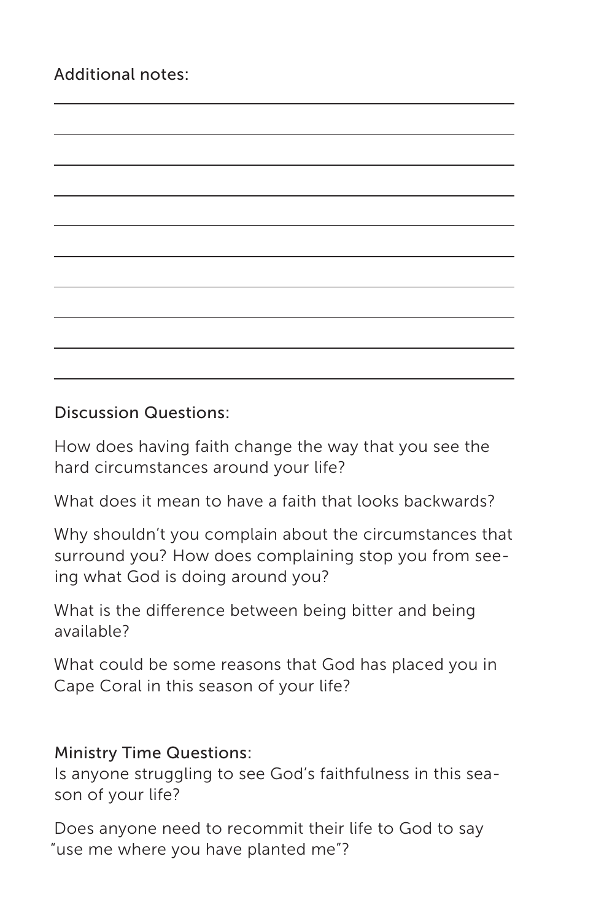Additional notes:

Discussion Questions:

How does having faith change the way that you see the hard circumstances around your life?

What does it mean to have a faith that looks backwards?

Why shouldn't you complain about the circumstances that surround you? How does complaining stop you from seeing what God is doing around you?

What is the difference between being bitter and being available?

What could be some reasons that God has placed you in Cape Coral in this season of your life?

Ministry Time Questions:

Is anyone struggling to see God's faithfulness in this season of your life?

Does anyone need to recommit their life to God to say "use me where you have planted me"?